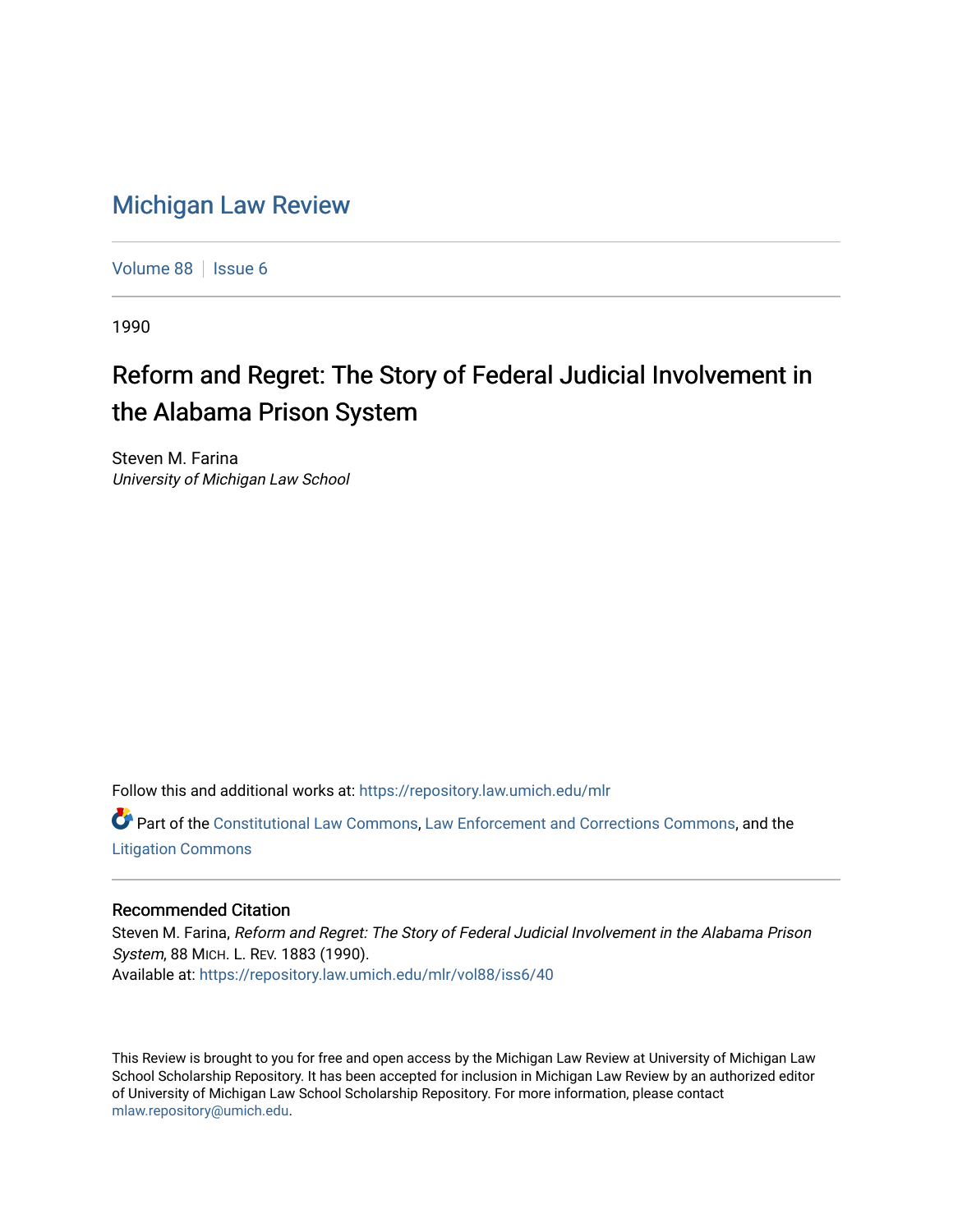# Michigan Law Review

Volume 88 | Issue 6

1990

## Reform and Regret: The Story of Federal Judicial Involvement in the Alabama Prison System

Steven M. Farina
*University of Michigan Law School*

Follow this and additional works at: https://repository.law.umich.edu/mlr

Part of the Constitutional Law Commons, Law Enforcement and Corrections Commons, and the Litigation Commons

### Recommended Citation

Steven M. Farina, *Reform and Regret: The Story of Federal Judicial Involvement in the Alabama Prison System*, 88 MICH. L. REV. 1883 (1990).
Available at: https://repository.law.umich.edu/mlr/vol88/iss6/40

This Review is brought to you for free and open access by the Michigan Law Review at University of Michigan Law School Scholarship Repository. It has been accepted for inclusion in Michigan Law Review by an authorized editor of University of Michigan Law School Scholarship Repository. For more information, please contact mlaw.repository@umich.edu.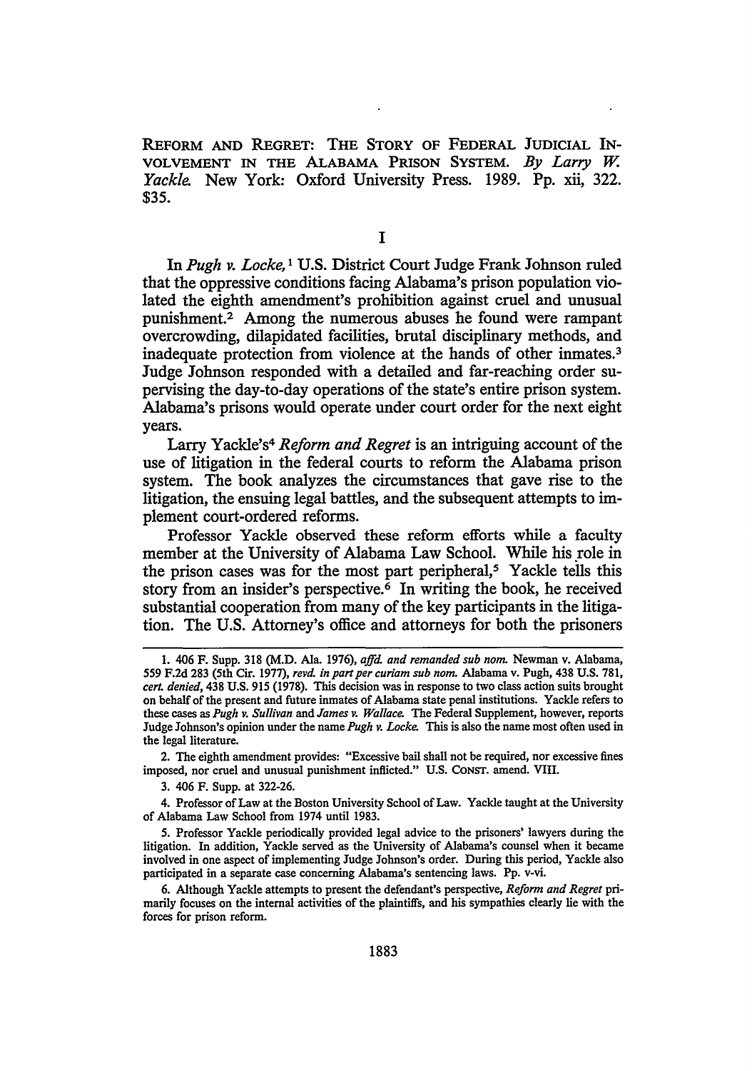REFORM AND REGRET: THE STORY OF FEDERAL JUDICIAL INVOLVEMENT IN THE ALABAMA PRISON SYSTEM. *By Larry W. Yackle.* New York: Oxford University Press. 1989. Pp. xii, 322. $35.

## I

In *Pugh v. Locke*,[1] U.S. District Court Judge Frank Johnson ruled that the oppressive conditions facing Alabama's prison population violated the eighth amendment's prohibition against cruel and unusual punishment.[2] Among the numerous abuses he found were rampant overcrowding, dilapidated facilities, brutal disciplinary methods, and inadequate protection from violence at the hands of other inmates.[3] Judge Johnson responded with a detailed and far-reaching order supervising the day-to-day operations of the state's entire prison system. Alabama's prisons would operate under court order for the next eight years.

Larry Yackle's[4] *Reform and Regret* is an intriguing account of the use of litigation in the federal courts to reform the Alabama prison system. The book analyzes the circumstances that gave rise to the litigation, the ensuing legal battles, and the subsequent attempts to implement court-ordered reforms.

Professor Yackle observed these reform efforts while a faculty member at the University of Alabama Law School. While his role in the prison cases was for the most part peripheral,[5] Yackle tells this story from an insider's perspective.[6] In writing the book, he received substantial cooperation from many of the key participants in the litigation. The U.S. Attorney's office and attorneys for both the prisoners

---

1. 406 F. Supp. 318 (M.D. Ala. 1976), *affd. and remanded sub nom.* Newman v. Alabama, 559 F.2d 283 (5th Cir. 1977), *revd. in part per curiam sub nom.* Alabama v. Pugh, 438 U.S. 781, *cert. denied*, 438 U.S. 915 (1978). This decision was in response to two class action suits brought on behalf of the present and future inmates of Alabama state penal institutions. Yackle refers to these cases as *Pugh v. Sullivan* and *James v. Wallace*. The Federal Supplement, however, reports Judge Johnson's opinion under the name *Pugh v. Locke*. This is also the name most often used in the legal literature.

2. The eighth amendment provides: "Excessive bail shall not be required, nor excessive fines imposed, nor cruel and unusual punishment inflicted." U.S. CONST. amend. VIII.

3. 406 F. Supp. at 322-26.

4. Professor of Law at the Boston University School of Law. Yackle taught at the University of Alabama Law School from 1974 until 1983.

5. Professor Yackle periodically provided legal advice to the prisoners' lawyers during the litigation. In addition, Yackle served as the University of Alabama's counsel when it became involved in one aspect of implementing Judge Johnson's order. During this period, Yackle also participated in a separate case concerning Alabama's sentencing laws. Pp. v-vi.

6. Although Yackle attempts to present the defendant's perspective, *Reform and Regret* primarily focuses on the internal activities of the plaintiffs, and his sympathies clearly lie with the forces for prison reform.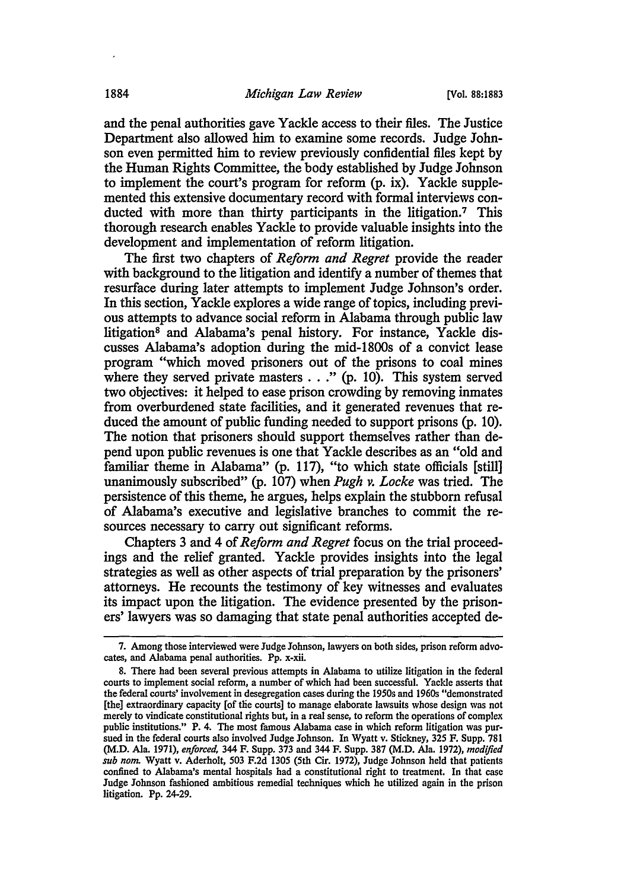and the penal authorities gave Yackle access to their files. The Justice Department also allowed him to examine some records. Judge Johnson even permitted him to review previously confidential files kept by the Human Rights Committee, the body established by Judge Johnson to implement the court's program for reform (p. ix). Yackle supplemented this extensive documentary record with formal interviews conducted with more than thirty participants in the litigation.[7] This thorough research enables Yackle to provide valuable insights into the development and implementation of reform litigation.

The first two chapters of *Reform and Regret* provide the reader with background to the litigation and identify a number of themes that resurface during later attempts to implement Judge Johnson's order. In this section, Yackle explores a wide range of topics, including previous attempts to advance social reform in Alabama through public law litigation[8] and Alabama's penal history. For instance, Yackle discusses Alabama's adoption during the mid-1800s of a convict lease program "which moved prisoners out of the prisons to coal mines where they served private masters . . ." (p. 10). This system served two objectives: it helped to ease prison crowding by removing inmates from overburdened state facilities, and it generated revenues that reduced the amount of public funding needed to support prisons (p. 10). The notion that prisoners should support themselves rather than depend upon public revenues is one that Yackle describes as an "old and familiar theme in Alabama" (p. 117), "to which state officials [still] unanimously subscribed" (p. 107) when *Pugh v. Locke* was tried. The persistence of this theme, he argues, helps explain the stubborn refusal of Alabama's executive and legislative branches to commit the resources necessary to carry out significant reforms.

Chapters 3 and 4 of *Reform and Regret* focus on the trial proceedings and the relief granted. Yackle provides insights into the legal strategies as well as other aspects of trial preparation by the prisoners' attorneys. He recounts the testimony of key witnesses and evaluates its impact upon the litigation. The evidence presented by the prisoners' lawyers was so damaging that state penal authorities accepted de-

---

7. Among those interviewed were Judge Johnson, lawyers on both sides, prison reform advocates, and Alabama penal authorities. Pp. x-xii.

8. There had been several previous attempts in Alabama to utilize litigation in the federal courts to implement social reform, a number of which had been successful. Yackle asserts that the federal courts' involvement in desegregation cases during the 1950s and 1960s "demonstrated [the] extraordinary capacity [of the courts] to manage elaborate lawsuits whose design was not merely to vindicate constitutional rights but, in a real sense, to reform the operations of complex public institutions." P. 4. The most famous Alabama case in which reform litigation was pursued in the federal courts also involved Judge Johnson. In Wyatt v. Stickney, 325 F. Supp. 781 (M.D. Ala. 1971), *enforced,* 344 F. Supp. 373 and 344 F. Supp. 387 (M.D. Ala. 1972), *modified sub nom.* Wyatt v. Aderholt, 503 F.2d 1305 (5th Cir. 1972), Judge Johnson held that patients confined to Alabama's mental hospitals had a constitutional right to treatment. In that case Judge Johnson fashioned ambitious remedial techniques which he utilized again in the prison litigation. Pp. 24-29.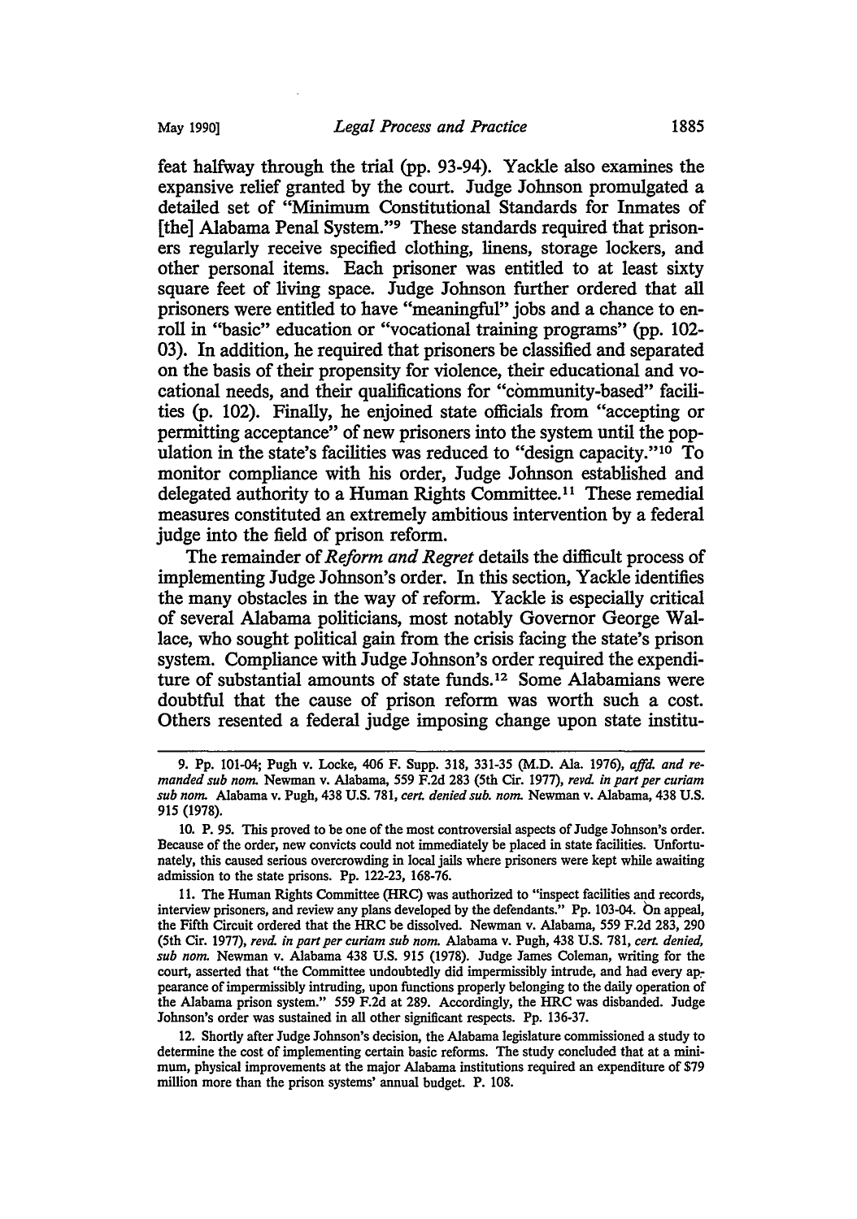feat halfway through the trial (pp. 93-94). Yackle also examines the expansive relief granted by the court. Judge Johnson promulgated a detailed set of "Minimum Constitutional Standards for Inmates of [the] Alabama Penal System."[9] These standards required that prisoners regularly receive specified clothing, linens, storage lockers, and other personal items. Each prisoner was entitled to at least sixty square feet of living space. Judge Johnson further ordered that all prisoners were entitled to have "meaningful" jobs and a chance to enroll in "basic" education or "vocational training programs" (pp. 102-03). In addition, he required that prisoners be classified and separated on the basis of their propensity for violence, their educational and vocational needs, and their qualifications for "community-based" facilities (p. 102). Finally, he enjoined state officials from "accepting or permitting acceptance" of new prisoners into the system until the population in the state's facilities was reduced to "design capacity."[10] To monitor compliance with his order, Judge Johnson established and delegated authority to a Human Rights Committee.[11] These remedial measures constituted an extremely ambitious intervention by a federal judge into the field of prison reform.

The remainder of *Reform and Regret* details the difficult process of implementing Judge Johnson's order. In this section, Yackle identifies the many obstacles in the way of reform. Yackle is especially critical of several Alabama politicians, most notably Governor George Wallace, who sought political gain from the crisis facing the state's prison system. Compliance with Judge Johnson's order required the expenditure of substantial amounts of state funds.[12] Some Alabamians were doubtful that the cause of prison reform was worth such a cost. Others resented a federal judge imposing change upon state institu-

---

9. Pp. 101-04; Pugh v. Locke, 406 F. Supp. 318, 331-35 (M.D. Ala. 1976), *affd. and remanded sub nom.* Newman v. Alabama, 559 F.2d 283 (5th Cir. 1977), *revd. in part per curiam sub nom.* Alabama v. Pugh, 438 U.S. 781, *cert. denied sub. nom.* Newman v. Alabama, 438 U.S. 915 (1978).

10. P. 95. This proved to be one of the most controversial aspects of Judge Johnson's order. Because of the order, new convicts could not immediately be placed in state facilities. Unfortunately, this caused serious overcrowding in local jails where prisoners were kept while awaiting admission to the state prisons. Pp. 122-23, 168-76.

11. The Human Rights Committee (HRC) was authorized to "inspect facilities and records, interview prisoners, and review any plans developed by the defendants." Pp. 103-04. On appeal, the Fifth Circuit ordered that the HRC be dissolved. Newman v. Alabama, 559 F.2d 283, 290 (5th Cir. 1977), *revd. in part per curiam sub nom.* Alabama v. Pugh, 438 U.S. 781, *cert. denied, sub nom.* Newman v. Alabama 438 U.S. 915 (1978). Judge James Coleman, writing for the court, asserted that "the Committee undoubtedly did impermissibly intrude, and had every appearance of impermissibly intruding, upon functions properly belonging to the daily operation of the Alabama prison system." 559 F.2d at 289. Accordingly, the HRC was disbanded. Judge Johnson's order was sustained in all other significant respects. Pp. 136-37.

12. Shortly after Judge Johnson's decision, the Alabama legislature commissioned a study to determine the cost of implementing certain basic reforms. The study concluded that at a minimum, physical improvements at the major Alabama institutions required an expenditure of $79 million more than the prison systems' annual budget. P. 108.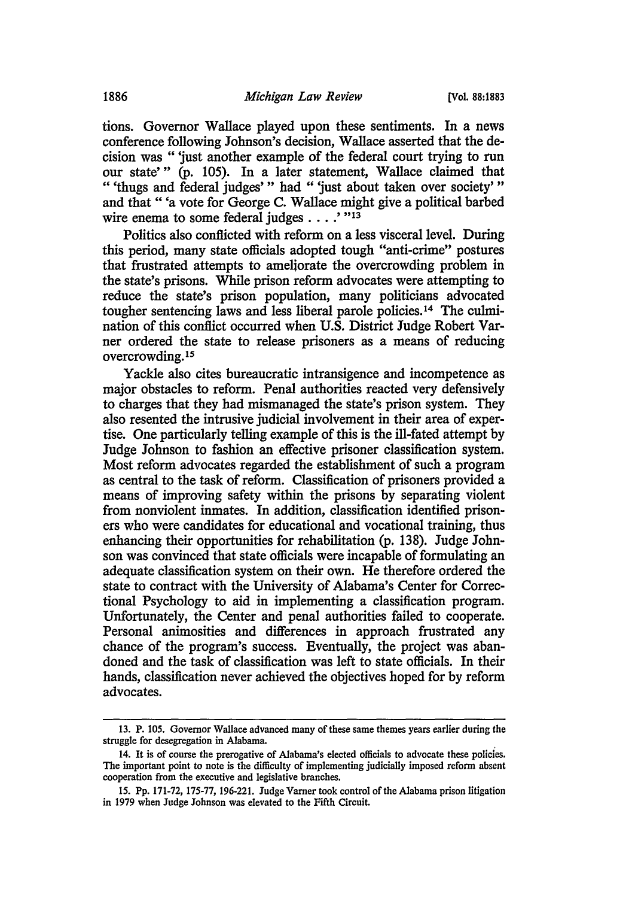tions. Governor Wallace played upon these sentiments. In a news conference following Johnson's decision, Wallace asserted that the decision was " 'just another example of the federal court trying to run our state' " (p. 105). In a later statement, Wallace claimed that " 'thugs and federal judges' " had " 'just about taken over society' " and that " 'a vote for George C. Wallace might give a political barbed wire enema to some federal judges . . . .' "[13]

Politics also conflicted with reform on a less visceral level. During this period, many state officials adopted tough "anti-crime" postures that frustrated attempts to ameliorate the overcrowding problem in the state's prisons. While prison reform advocates were attempting to reduce the state's prison population, many politicians advocated tougher sentencing laws and less liberal parole policies.[14] The culmination of this conflict occurred when U.S. District Judge Robert Varner ordered the state to release prisoners as a means of reducing overcrowding.[15]

Yackle also cites bureaucratic intransigence and incompetence as major obstacles to reform. Penal authorities reacted very defensively to charges that they had mismanaged the state's prison system. They also resented the intrusive judicial involvement in their area of expertise. One particularly telling example of this is the ill-fated attempt by Judge Johnson to fashion an effective prisoner classification system. Most reform advocates regarded the establishment of such a program as central to the task of reform. Classification of prisoners provided a means of improving safety within the prisons by separating violent from nonviolent inmates. In addition, classification identified prisoners who were candidates for educational and vocational training, thus enhancing their opportunities for rehabilitation (p. 138). Judge Johnson was convinced that state officials were incapable of formulating an adequate classification system on their own. He therefore ordered the state to contract with the University of Alabama's Center for Correctional Psychology to aid in implementing a classification program. Unfortunately, the Center and penal authorities failed to cooperate. Personal animosities and differences in approach frustrated any chance of the program's success. Eventually, the project was abandoned and the task of classification was left to state officials. In their hands, classification never achieved the objectives hoped for by reform advocates.

---

13. P. 105. Governor Wallace advanced many of these same themes years earlier during the struggle for desegregation in Alabama.

14. It is of course the prerogative of Alabama's elected officials to advocate these policies. The important point to note is the difficulty of implementing judicially imposed reform absent cooperation from the executive and legislative branches.

15. Pp. 171-72, 175-77, 196-221. Judge Varner took control of the Alabama prison litigation in 1979 when Judge Johnson was elevated to the Fifth Circuit.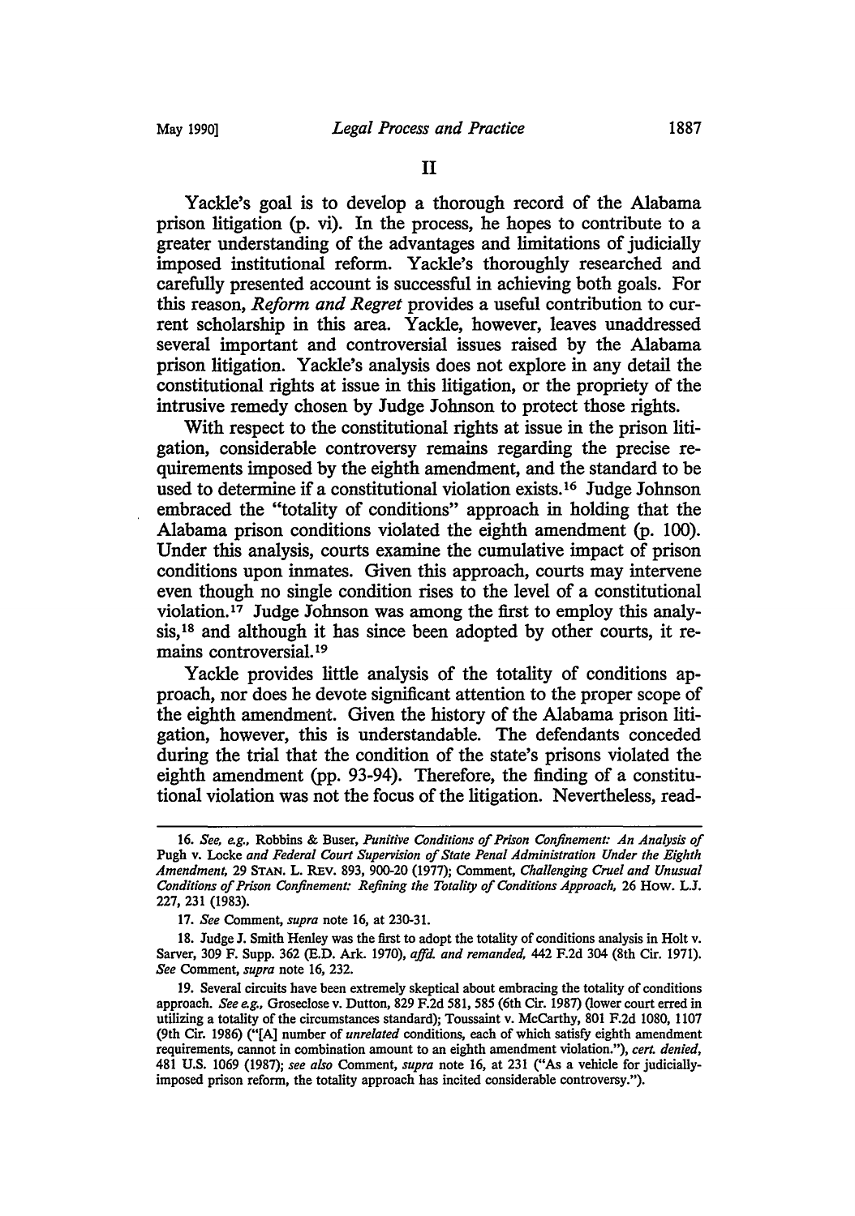## II

Yackle's goal is to develop a thorough record of the Alabama prison litigation (p. vi). In the process, he hopes to contribute to a greater understanding of the advantages and limitations of judicially imposed institutional reform. Yackle's thoroughly researched and carefully presented account is successful in achieving both goals. For this reason, *Reform and Regret* provides a useful contribution to current scholarship in this area. Yackle, however, leaves unaddressed several important and controversial issues raised by the Alabama prison litigation. Yackle's analysis does not explore in any detail the constitutional rights at issue in this litigation, or the propriety of the intrusive remedy chosen by Judge Johnson to protect those rights.

With respect to the constitutional rights at issue in the prison litigation, considerable controversy remains regarding the precise requirements imposed by the eighth amendment, and the standard to be used to determine if a constitutional violation exists.[16] Judge Johnson embraced the "totality of conditions" approach in holding that the Alabama prison conditions violated the eighth amendment (p. 100). Under this analysis, courts examine the cumulative impact of prison conditions upon inmates. Given this approach, courts may intervene even though no single condition rises to the level of a constitutional violation.[17] Judge Johnson was among the first to employ this analysis,[18] and although it has since been adopted by other courts, it remains controversial.[19]

Yackle provides little analysis of the totality of conditions approach, nor does he devote significant attention to the proper scope of the eighth amendment. Given the history of the Alabama prison litigation, however, this is understandable. The defendants conceded during the trial that the condition of the state's prisons violated the eighth amendment (pp. 93-94). Therefore, the finding of a constitutional violation was not the focus of the litigation. Nevertheless, read-

---

16. *See, e.g.*, Robbins & Buser, *Punitive Conditions of Prison Confinement: An Analysis of* Pugh v. Locke *and Federal Court Supervision of State Penal Administration Under the Eighth Amendment*, 29 STAN. L. REV. 893, 900-20 (1977); Comment, *Challenging Cruel and Unusual Conditions of Prison Confinement: Refining the Totality of Conditions Approach*, 26 HOW. L.J. 227, 231 (1983).

17. *See* Comment, *supra* note 16, at 230-31.

18. Judge J. Smith Henley was the first to adopt the totality of conditions analysis in Holt v. Sarver, 309 F. Supp. 362 (E.D. Ark. 1970), *affd. and remanded*, 442 F.2d 304 (8th Cir. 1971). *See* Comment, *supra* note 16, 232.

19. Several circuits have been extremely skeptical about embracing the totality of conditions approach. *See e.g.*, Groseclose v. Dutton, 829 F.2d 581, 585 (6th Cir. 1987) (lower court erred in utilizing a totality of the circumstances standard); Toussaint v. McCarthy, 801 F.2d 1080, 1107 (9th Cir. 1986) ("[A] number of *unrelated* conditions, each of which satisfy eighth amendment requirements, cannot in combination amount to an eighth amendment violation."), *cert. denied*, 481 U.S. 1069 (1987); *see also* Comment, *supra* note 16, at 231 ("As a vehicle for judicially-imposed prison reform, the totality approach has incited considerable controversy.").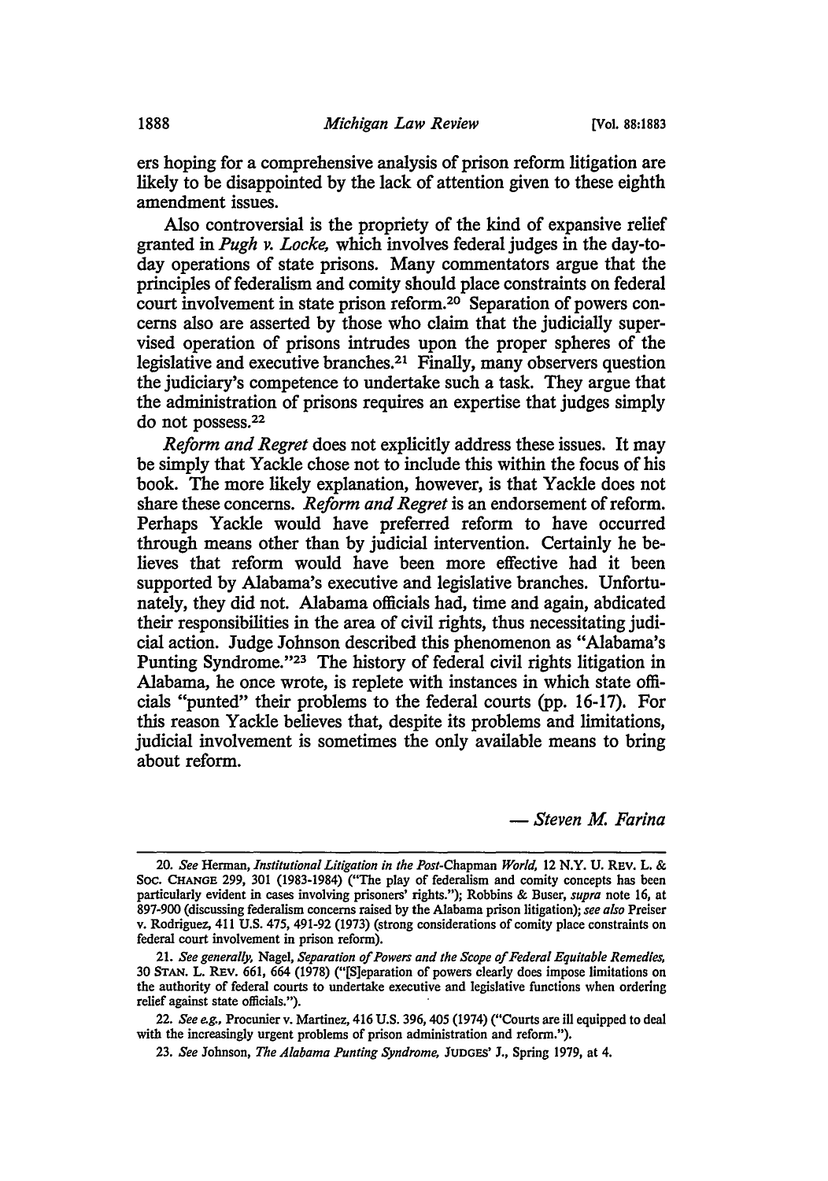ers hoping for a comprehensive analysis of prison reform litigation are likely to be disappointed by the lack of attention given to these eighth amendment issues.

Also controversial is the propriety of the kind of expansive relief granted in *Pugh v. Locke,* which involves federal judges in the day-to-day operations of state prisons. Many commentators argue that the principles of federalism and comity should place constraints on federal court involvement in state prison reform.[20] Separation of powers concerns also are asserted by those who claim that the judicially supervised operation of prisons intrudes upon the proper spheres of the legislative and executive branches.[21] Finally, many observers question the judiciary's competence to undertake such a task. They argue that the administration of prisons requires an expertise that judges simply do not possess.[22]

*Reform and Regret* does not explicitly address these issues. It may be simply that Yackle chose not to include this within the focus of his book. The more likely explanation, however, is that Yackle does not share these concerns. *Reform and Regret* is an endorsement of reform. Perhaps Yackle would have preferred reform to have occurred through means other than by judicial intervention. Certainly he believes that reform would have been more effective had it been supported by Alabama's executive and legislative branches. Unfortunately, they did not. Alabama officials had, time and again, abdicated their responsibilities in the area of civil rights, thus necessitating judicial action. Judge Johnson described this phenomenon as "Alabama's Punting Syndrome."[23] The history of federal civil rights litigation in Alabama, he once wrote, is replete with instances in which state officials "punted" their problems to the federal courts (pp. 16-17). For this reason Yackle believes that, despite its problems and limitations, judicial involvement is sometimes the only available means to bring about reform.

— *Steven M. Farina*

---

20. *See* Herman, *Institutional Litigation in the Post-*Chapman *World,* 12 N.Y. U. REV. L. & SOC. CHANGE 299, 301 (1983-1984) ("The play of federalism and comity concepts has been particularly evident in cases involving prisoners' rights."); Robbins & Buser, *supra* note 16, at 897-900 (discussing federalism concerns raised by the Alabama prison litigation); *see also* Preiser v. Rodriguez, 411 U.S. 475, 491-92 (1973) (strong considerations of comity place constraints on federal court involvement in prison reform).

21. *See generally,* Nagel, *Separation of Powers and the Scope of Federal Equitable Remedies,* 30 STAN. L. REV. 661, 664 (1978) ("[S]eparation of powers clearly does impose limitations on the authority of federal courts to undertake executive and legislative functions when ordering relief against state officials.").

22. *See e.g.,* Procunier v. Martinez, 416 U.S. 396, 405 (1974) ("Courts are ill equipped to deal with the increasingly urgent problems of prison administration and reform.").

23. *See* Johnson, *The Alabama Punting Syndrome,* JUDGES' J., Spring 1979, at 4.